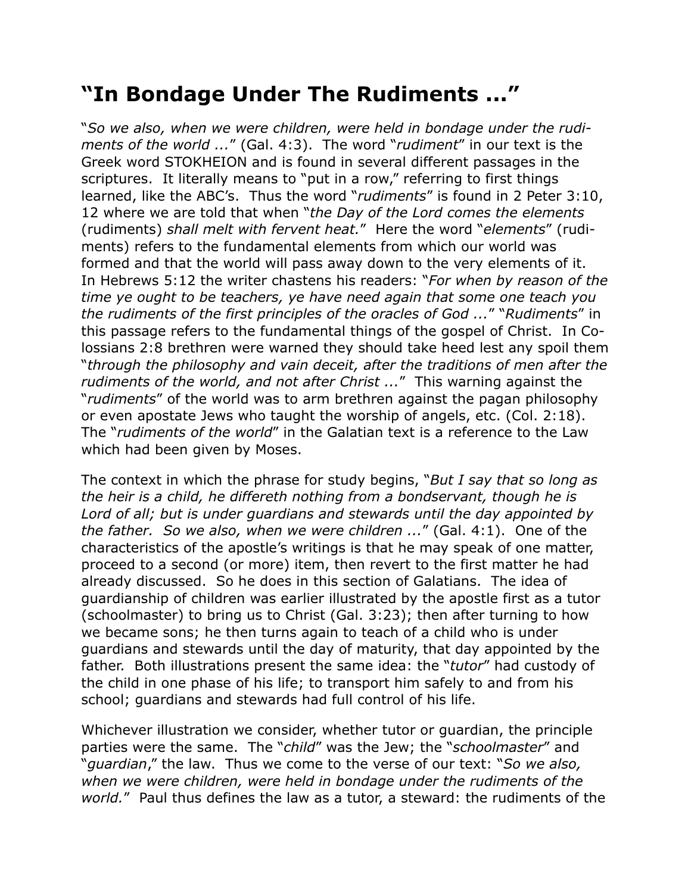# “In Bondage Under The Rudiments ...”

“*So we also, when we were children, were held in bondage under the rudiments of the world ...*” (Gal. 4:3). The word “*rudiment*” in our text is the Greek word STOKHEION and is found in several different passages in the scriptures. It literally means to “put in a row,” referring to first things learned, like the ABC’s. Thus the word “*rudiments*” is found in 2 Peter 3:10, 12 where we are told that when “*the Day of the Lord comes the elements* (rudiments) *shall melt with fervent heat.*” Here the word “*elements*” (rudiments) refers to the fundamental elements from which our world was formed and that the world will pass away down to the very elements of it. In Hebrews 5:12 the writer chastens his readers: “*For when by reason of the time ye ought to be teachers, ye have need again that some one teach you the rudiments of the first principles of the oracles of God ...*” “*Rudiments*” in this passage refers to the fundamental things of the gospel of Christ. In Colossians 2:8 brethren were warned they should take heed lest any spoil them “*through the philosophy and vain deceit, after the traditions of men after the rudiments of the world, and not after Christ ...*” This warning against the “*rudiments*” of the world was to arm brethren against the pagan philosophy or even apostate Jews who taught the worship of angels, etc. (Col. 2:18). The “*rudiments of the world*” in the Galatian text is a reference to the Law which had been given by Moses.

The context in which the phrase for study begins, “*But I say that so long as the heir is a child, he differeth nothing from a bondservant, though he is Lord of all; but is under guardians and stewards until the day appointed by the father. So we also, when we were children ...*” (Gal. 4:1). One of the characteristics of the apostle’s writings is that he may speak of one matter, proceed to a second (or more) item, then revert to the first matter he had already discussed. So he does in this section of Galatians. The idea of guardianship of children was earlier illustrated by the apostle first as a tutor (schoolmaster) to bring us to Christ (Gal. 3:23); then after turning to how we became sons; he then turns again to teach of a child who is under guardians and stewards until the day of maturity, that day appointed by the father. Both illustrations present the same idea: the “*tutor*” had custody of the child in one phase of his life; to transport him safely to and from his school; guardians and stewards had full control of his life.

Whichever illustration we consider, whether tutor or guardian, the principle parties were the same. The “*child*” was the Jew; the “*schoolmaster*” and “*guardian*,” the law. Thus we come to the verse of our text: “*So we also, when we were children, were held in bondage under the rudiments of the world.*” Paul thus defines the law as a tutor, a steward: the rudiments of the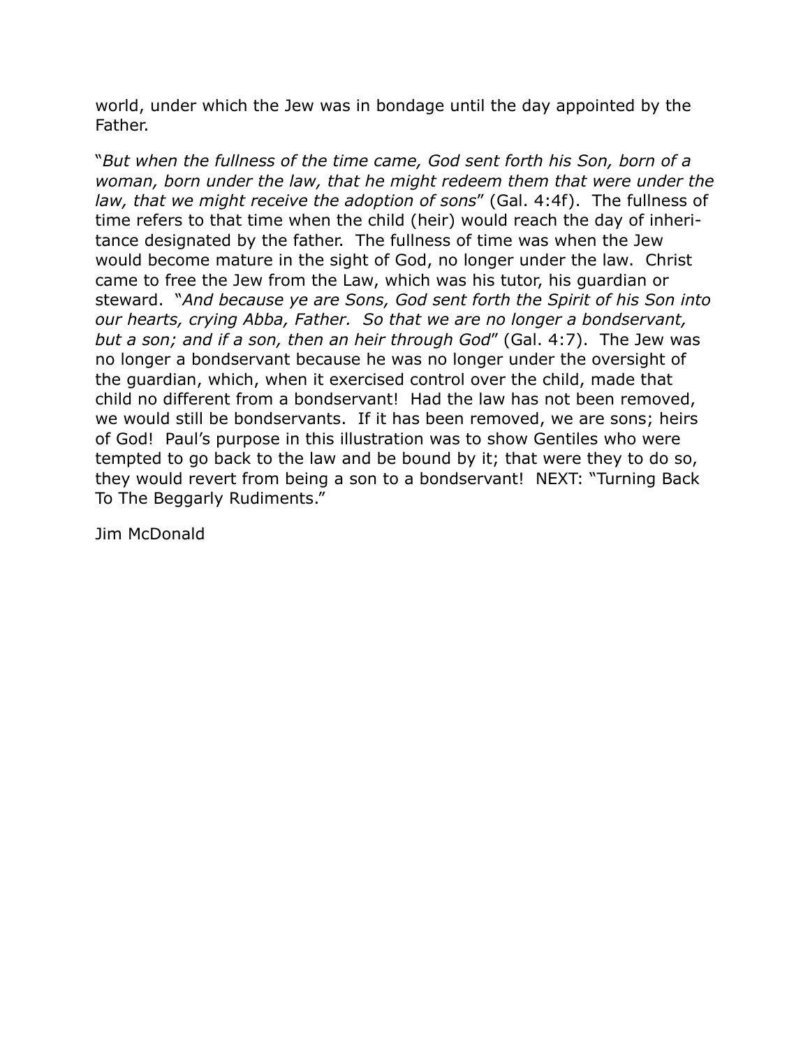world, under which the Jew was in bondage until the day appointed by the Father.

"*But when the fullness of the time came, God sent forth his Son, born of a woman, born under the law, that he might redeem them that were under the law, that we might receive the adoption of sons*" (Gal. 4:4f). The fullness of time refers to that time when the child (heir) would reach the day of inheritance designated by the father. The fullness of time was when the Jew would become mature in the sight of God, no longer under the law. Christ came to free the Jew from the Law, which was his tutor, his guardian or steward. "*And because ye are Sons, God sent forth the Spirit of his Son into our hearts, crying Abba, Father. So that we are no longer a bondservant, but a son; and if a son, then an heir through God*" (Gal. 4:7). The Jew was no longer a bondservant because he was no longer under the oversight of the guardian, which, when it exercised control over the child, made that child no different from a bondservant! Had the law has not been removed, we would still be bondservants. If it has been removed, we are sons; heirs of God! Paul's purpose in this illustration was to show Gentiles who were tempted to go back to the law and be bound by it; that were they to do so, they would revert from being a son to a bondservant! NEXT: "Turning Back To The Beggarly Rudiments."

Jim McDonald